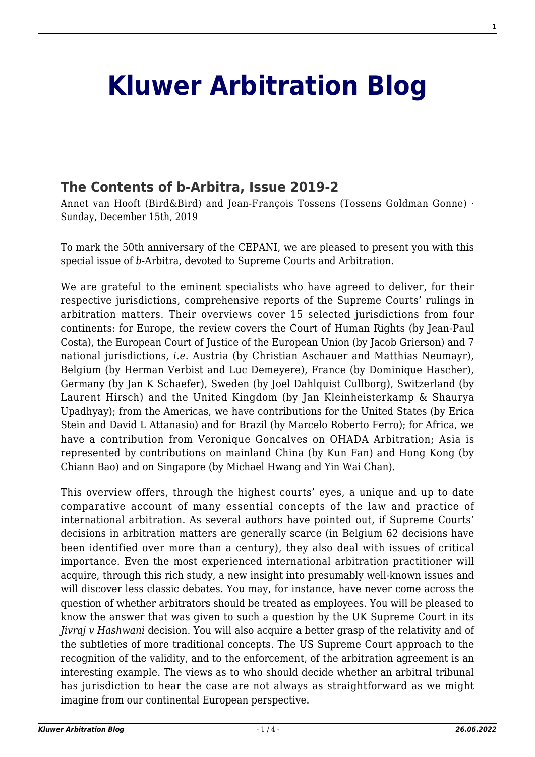# Kluwer Arbitration Blog

## The Contents of b-Arbitra, Issue 2019-2

Annet van Hooft (Bird&Bird) and Jean-François Tossens (Tossens Goldman Gonne) · Sunday, December 15th, 2019

To mark the 50th anniversary of the CEPANI, we are pleased to present you with this special issue of *b*-Arbitra, devoted to Supreme Courts and Arbitration.

We are grateful to the eminent specialists who have agreed to deliver, for their respective jurisdictions, comprehensive reports of the Supreme Courts' rulings in arbitration matters. Their overviews cover 15 selected jurisdictions from four continents: for Europe, the review covers the Court of Human Rights (by Jean-Paul Costa), the European Court of Justice of the European Union (by Jacob Grierson) and 7 national jurisdictions, *i.e*. Austria (by Christian Aschauer and Matthias Neumayr), Belgium (by Herman Verbist and Luc Demeyere), France (by Dominique Hascher), Germany (by Jan K Schaefer), Sweden (by Joel Dahlquist Cullborg), Switzerland (by Laurent Hirsch) and the United Kingdom (by Jan Kleinheisterkamp & Shaurya Upadhyay); from the Americas, we have contributions for the United States (by Erica Stein and David L Attanasio) and for Brazil (by Marcelo Roberto Ferro); for Africa, we have a contribution from Veronique Goncalves on OHADA Arbitration; Asia is represented by contributions on mainland China (by Kun Fan) and Hong Kong (by Chiann Bao) and on Singapore (by Michael Hwang and Yin Wai Chan).

This overview offers, through the highest courts' eyes, a unique and up to date comparative account of many essential concepts of the law and practice of international arbitration. As several authors have pointed out, if Supreme Courts' decisions in arbitration matters are generally scarce (in Belgium 62 decisions have been identified over more than a century), they also deal with issues of critical importance. Even the most experienced international arbitration practitioner will acquire, through this rich study, a new insight into presumably well-known issues and will discover less classic debates. You may, for instance, have never come across the question of whether arbitrators should be treated as employees. You will be pleased to know the answer that was given to such a question by the UK Supreme Court in its *Jivraj v Hashwani* decision. You will also acquire a better grasp of the relativity and of the subtleties of more traditional concepts. The US Supreme Court approach to the recognition of the validity, and to the enforcement, of the arbitration agreement is an interesting example. The views as to who should decide whether an arbitral tribunal has jurisdiction to hear the case are not always as straightforward as we might imagine from our continental European perspective.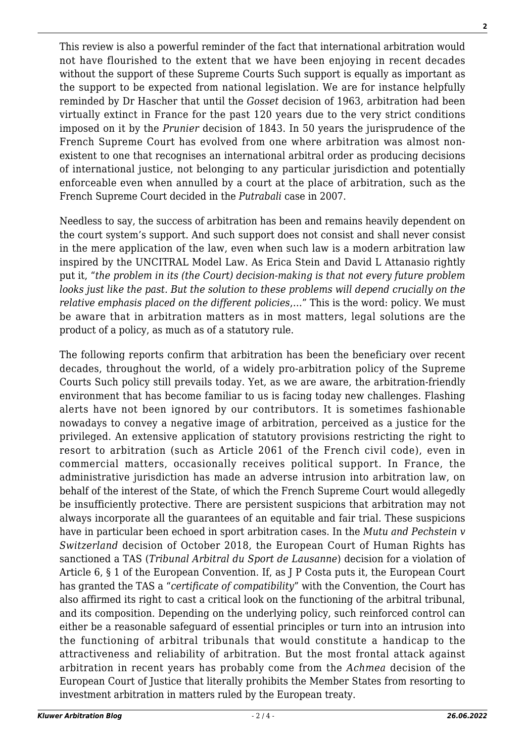This review is also a powerful reminder of the fact that international arbitration would not have flourished to the extent that we have been enjoying in recent decades without the support of these Supreme Courts Such support is equally as important as the support to be expected from national legislation. We are for instance helpfully reminded by Dr Hascher that until the *Gosset* decision of 1963, arbitration had been virtually extinct in France for the past 120 years due to the very strict conditions imposed on it by the *Prunier* decision of 1843. In 50 years the jurisprudence of the French Supreme Court has evolved from one where arbitration was almost non-existent to one that recognises an international arbitral order as producing decisions of international justice, not belonging to any particular jurisdiction and potentially enforceable even when annulled by a court at the place of arbitration, such as the French Supreme Court decided in the *Putrabali* case in 2007.

Needless to say, the success of arbitration has been and remains heavily dependent on the court system's support. And such support does not consist and shall never consist in the mere application of the law, even when such law is a modern arbitration law inspired by the UNCITRAL Model Law. As Erica Stein and David L Attanasio rightly put it, "*the problem in its (the Court) decision-making is that not every future problem looks just like the past. But the solution to these problems will depend crucially on the relative emphasis placed on the different policies*,…" This is the word: policy. We must be aware that in arbitration matters as in most matters, legal solutions are the product of a policy, as much as of a statutory rule.

The following reports confirm that arbitration has been the beneficiary over recent decades, throughout the world, of a widely pro-arbitration policy of the Supreme Courts Such policy still prevails today. Yet, as we are aware, the arbitration-friendly environment that has become familiar to us is facing today new challenges. Flashing alerts have not been ignored by our contributors. It is sometimes fashionable nowadays to convey a negative image of arbitration, perceived as a justice for the privileged. An extensive application of statutory provisions restricting the right to resort to arbitration (such as Article 2061 of the French civil code), even in commercial matters, occasionally receives political support. In France, the administrative jurisdiction has made an adverse intrusion into arbitration law, on behalf of the interest of the State, of which the French Supreme Court would allegedly be insufficiently protective. There are persistent suspicions that arbitration may not always incorporate all the guarantees of an equitable and fair trial. These suspicions have in particular been echoed in sport arbitration cases. In the *Mutu and Pechstein v Switzerland* decision of October 2018, the European Court of Human Rights has sanctioned a TAS (*Tribunal Arbitral du Sport de Lausanne*) decision for a violation of Article 6, § 1 of the European Convention. If, as J P Costa puts it, the European Court has granted the TAS a "*certificate of compatibility*" with the Convention, the Court has also affirmed its right to cast a critical look on the functioning of the arbitral tribunal, and its composition. Depending on the underlying policy, such reinforced control can either be a reasonable safeguard of essential principles or turn into an intrusion into the functioning of arbitral tribunals that would constitute a handicap to the attractiveness and reliability of arbitration. But the most frontal attack against arbitration in recent years has probably come from the *Achmea* decision of the European Court of Justice that literally prohibits the Member States from resorting to investment arbitration in matters ruled by the European treaty.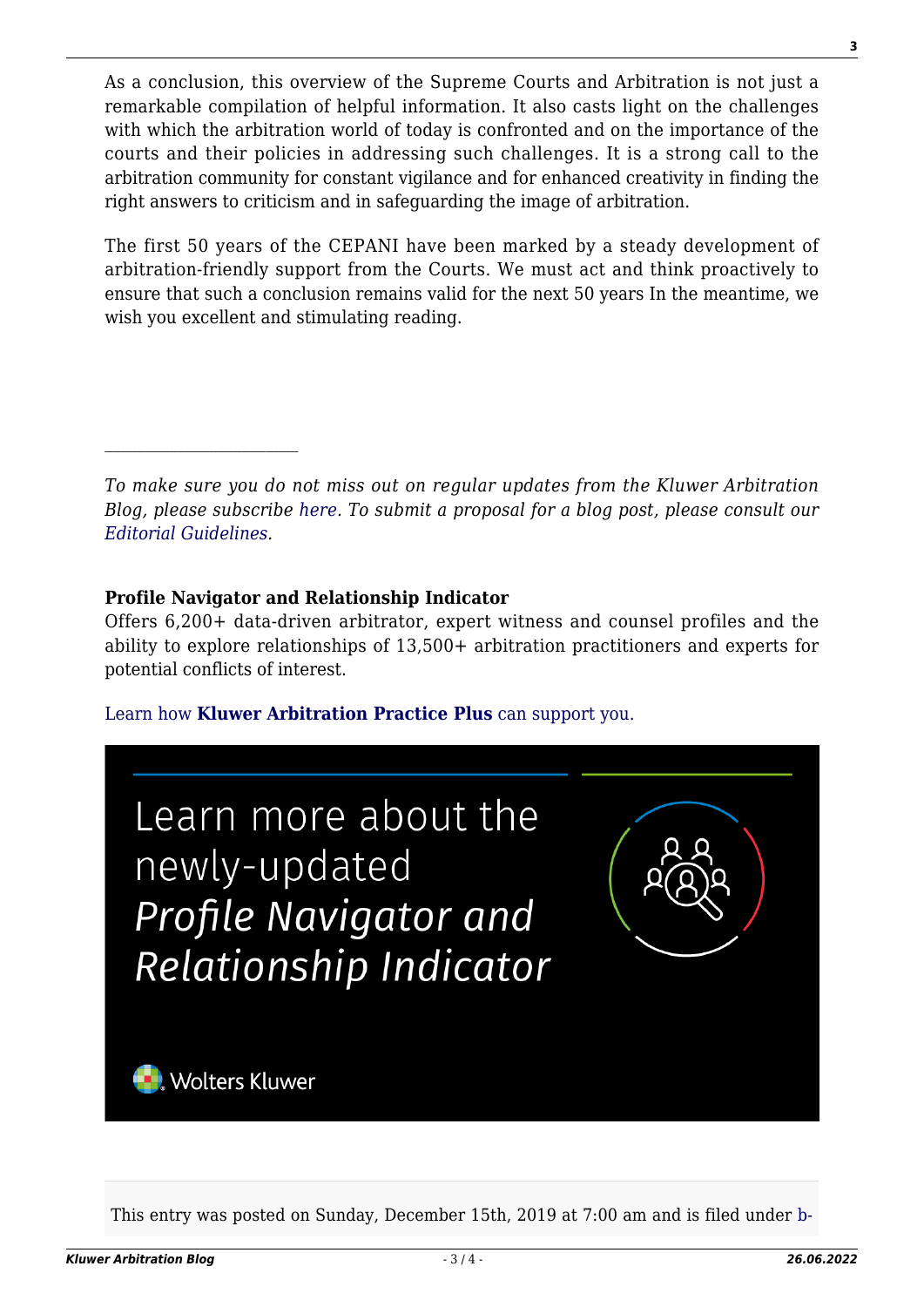As a conclusion, this overview of the Supreme Courts and Arbitration is not just a remarkable compilation of helpful information. It also casts light on the challenges with which the arbitration world of today is confronted and on the importance of the courts and their policies in addressing such challenges. It is a strong call to the arbitration community for constant vigilance and for enhanced creativity in finding the right answers to criticism and in safeguarding the image of arbitration.

The first 50 years of the CEPANI have been marked by a steady development of arbitration-friendly support from the Courts. We must act and think proactively to ensure that such a conclusion remains valid for the next 50 years In the meantime, we wish you excellent and stimulating reading.

---

*To make sure you do not miss out on regular updates from the Kluwer Arbitration Blog, please subscribe here. To submit a proposal for a blog post, please consult our Editorial Guidelines.*

**Profile Navigator and Relationship Indicator**
Offers 6,200+ data-driven arbitrator, expert witness and counsel profiles and the ability to explore relationships of 13,500+ arbitration practitioners and experts for potential conflicts of interest.

Learn how **Kluwer Arbitration Practice Plus** can support you.

Learn more about the newly-updated *Profile Navigator and Relationship Indicator*

Wolters Kluwer

This entry was posted on Sunday, December 15th, 2019 at 7:00 am and is filed under b-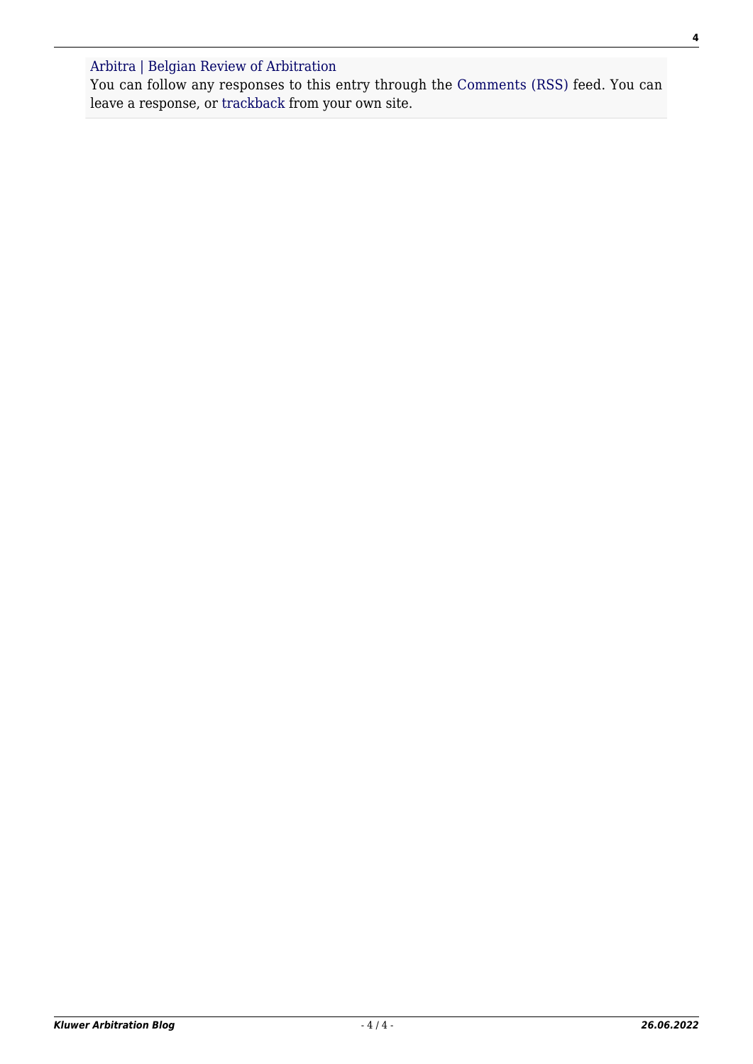Arbitra | Belgian Review of Arbitration
You can follow any responses to this entry through the Comments (RSS) feed. You can leave a response, or trackback from your own site.